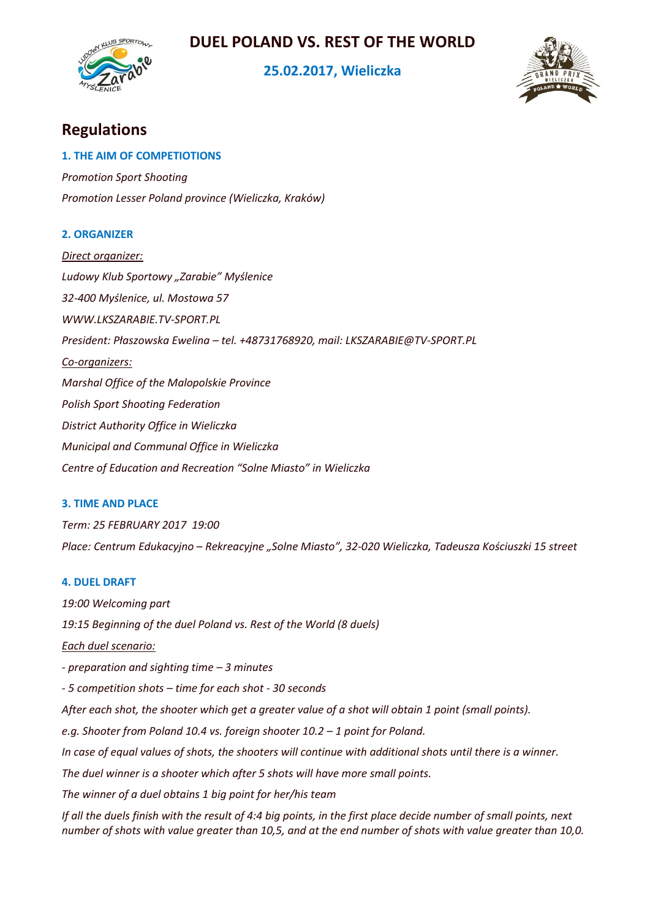# DUEL POLAND VS. REST OF THE WORLD

## 25.02.2017, Wieliczka

## Regulations

### 1. THE AIM OF COMPETIOTIONS

*Promotion Sport Shooting*

*Promotion Lesser Poland province (Wieliczka, Kraków)*

### 2. ORGANIZER

*Direct organizer:*

*Ludowy Klub Sportowy „Zarabie" Myślenice*

*32-400 Myślenice, ul. Mostowa 57*

*WWW.LKSZARABIE.TV-SPORT.PL*

*President: Płaszowska Ewelina – tel. +48731768920, mail: LKSZARABIE@TV-SPORT.PL*

*Co-organizers:*

*Marshal Office of the Malopolskie Province*

*Polish Sport Shooting Federation*

*District Authority Office in Wieliczka*

*Municipal and Communal Office in Wieliczka*

*Centre of Education and Recreation "Solne Miasto" in Wieliczka*

### 3. TIME AND PLACE

*Term: 25 FEBRUARY 2017 19:00*

*Place: Centrum Edukacyjno – Rekreacyjne „Solne Miasto", 32-020 Wieliczka, Tadeusza Kościuszki 15 street*

### 4. DUEL DRAFT

*19:00 Welcoming part*

*19:15 Beginning of the duel Poland vs. Rest of the World (8 duels)*

*Each duel scenario:*

*- preparation and sighting time – 3 minutes*

*- 5 competition shots – time for each shot - 30 seconds*

*After each shot, the shooter which get a greater value of a shot will obtain 1 point (small points).*

*e.g. Shooter from Poland 10.4 vs. foreign shooter 10.2 – 1 point for Poland.*

*In case of equal values of shots, the shooters will continue with additional shots until there is a winner.*

*The duel winner is a shooter which after 5 shots will have more small points.*

*The winner of a duel obtains 1 big point for her/his team*

*If all the duels finish with the result of 4:4 big points, in the first place decide number of small points, next number of shots with value greater than 10,5, and at the end number of shots with value greater than 10,0.*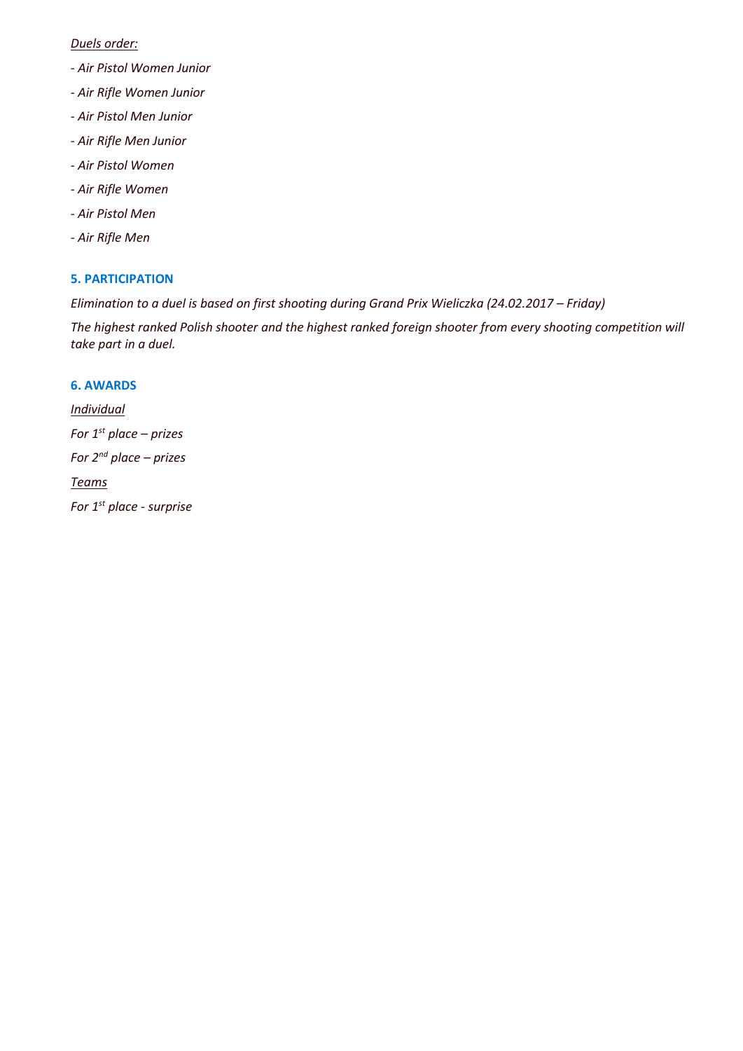*Duels order:*

*- Air Pistol Women Junior*

*- Air Rifle Women Junior*

*- Air Pistol Men Junior*

*- Air Rifle Men Junior*

*- Air Pistol Women*

*- Air Rifle Women*

*- Air Pistol Men*

*- Air Rifle Men*

### 5. PARTICIPATION

*Elimination to a duel is based on first shooting during Grand Prix Wieliczka (24.02.2017 – Friday)*

*The highest ranked Polish shooter and the highest ranked foreign shooter from every shooting competition will take part in a duel.*

### 6. AWARDS

*Individual*

*For 1st place – prizes*

*For 2nd place – prizes*

*Teams*

*For 1st place - surprise*